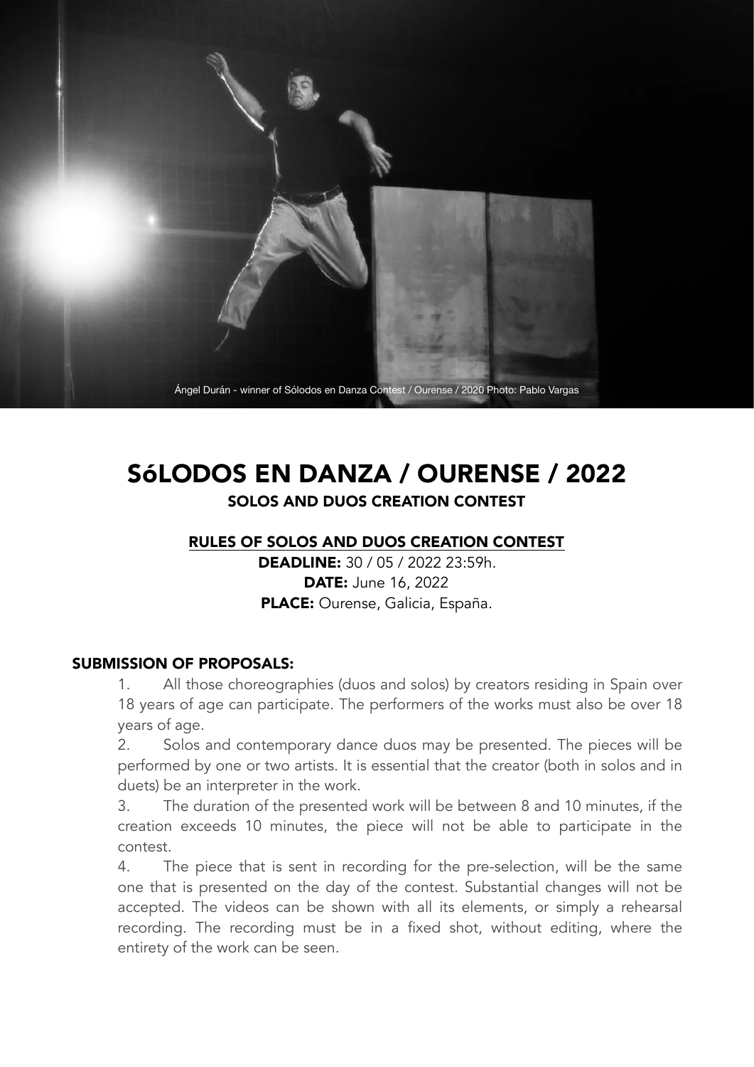Ángel Durán - winner of Sólodos en Danza Contest / Ourense / 2020 Photo: Pablo Vargas

# SóLODOS EN DANZA / OURENSE / 2022

## SOLOS AND DUOS CREATION CONTEST

### RULES OF SOLOS AND DUOS CREATION CONTEST

**DEADLINE:** 30 / 05 / 2022 23:59h.
**DATE:** June 16, 2022
**PLACE:** Ourense, Galicia, España.

### SUBMISSION OF PROPOSALS:

1. All those choreographies (duos and solos) by creators residing in Spain over 18 years of age can participate. The performers of the works must also be over 18 years of age.
2. Solos and contemporary dance duos may be presented. The pieces will be performed by one or two artists. It is essential that the creator (both in solos and in duets) be an interpreter in the work.
3. The duration of the presented work will be between 8 and 10 minutes, if the creation exceeds 10 minutes, the piece will not be able to participate in the contest.
4. The piece that is sent in recording for the pre-selection, will be the same one that is presented on the day of the contest. Substantial changes will not be accepted. The videos can be shown with all its elements, or simply a rehearsal recording. The recording must be in a fixed shot, without editing, where the entirety of the work can be seen.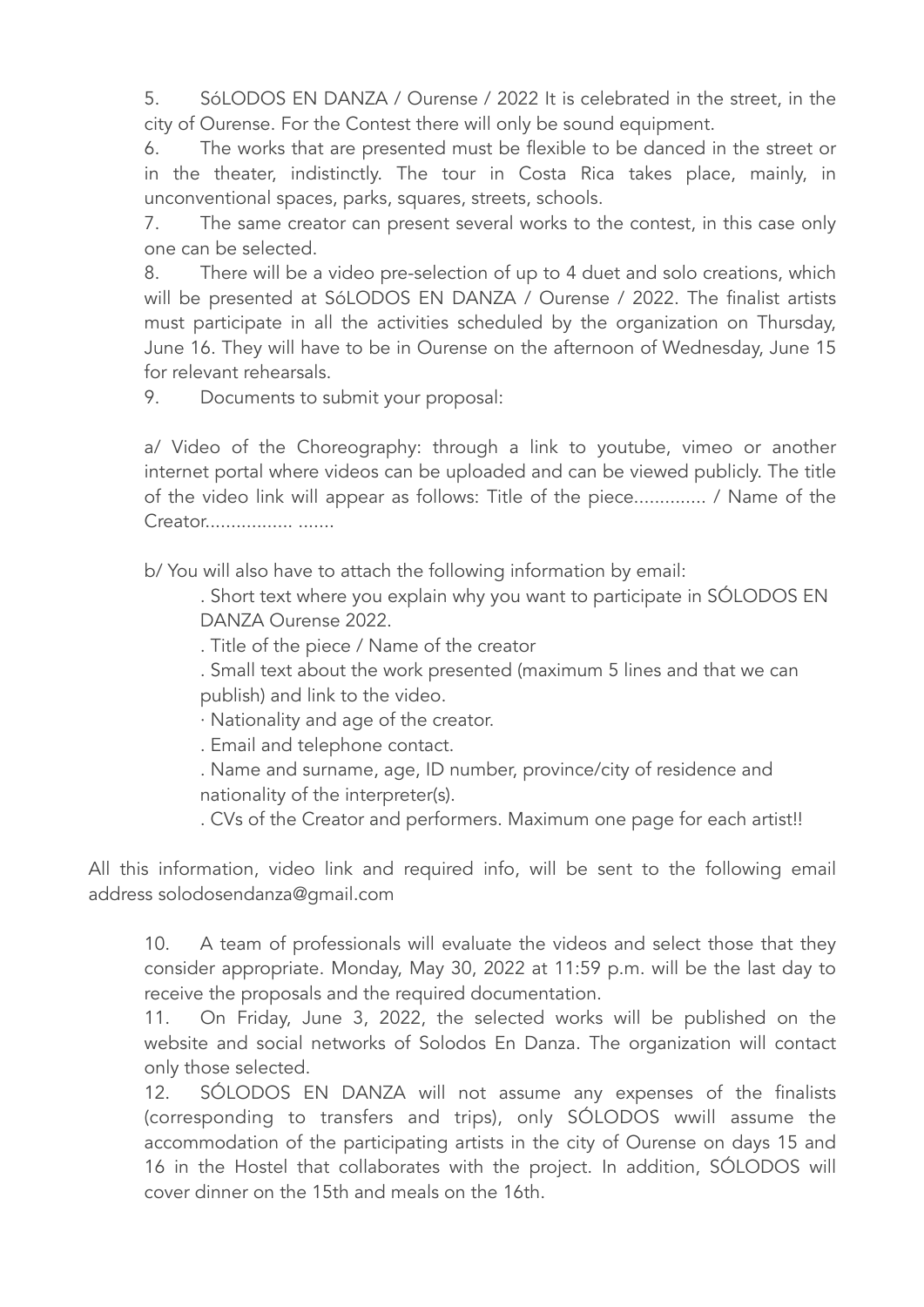5. SóLODOS EN DANZA / Ourense / 2022 It is celebrated in the street, in the city of Ourense. For the Contest there will only be sound equipment.

6. The works that are presented must be flexible to be danced in the street or in the theater, indistinctly. The tour in Costa Rica takes place, mainly, in unconventional spaces, parks, squares, streets, schools.

7. The same creator can present several works to the contest, in this case only one can be selected.

8. There will be a video pre-selection of up to 4 duet and solo creations, which will be presented at SóLODOS EN DANZA / Ourense / 2022. The finalist artists must participate in all the activities scheduled by the organization on Thursday, June 16. They will have to be in Ourense on the afternoon of Wednesday, June 15 for relevant rehearsals.

9. Documents to submit your proposal:

a/ Video of the Choreography: through a link to youtube, vimeo or another internet portal where videos can be uploaded and can be viewed publicly. The title of the video link will appear as follows: Title of the piece.............. / Name of the Creator................. .......

b/ You will also have to attach the following information by email:

. Short text where you explain why you want to participate in SÓLODOS EN DANZA Ourense 2022.

. Title of the piece / Name of the creator

. Small text about the work presented (maximum 5 lines and that we can publish) and link to the video.

· Nationality and age of the creator.

. Email and telephone contact.

. Name and surname, age, ID number, province/city of residence and nationality of the interpreter(s).

. CVs of the Creator and performers. Maximum one page for each artist!!

All this information, video link and required info, will be sent to the following email address solodosendanza@gmail.com

10. A team of professionals will evaluate the videos and select those that they consider appropriate. Monday, May 30, 2022 at 11:59 p.m. will be the last day to receive the proposals and the required documentation.

11. On Friday, June 3, 2022, the selected works will be published on the website and social networks of Solodos En Danza. The organization will contact only those selected.

12. SÓLODOS EN DANZA will not assume any expenses of the finalists (corresponding to transfers and trips), only SÓLODOS wwill assume the accommodation of the participating artists in the city of Ourense on days 15 and 16 in the Hostel that collaborates with the project. In addition, SÓLODOS will cover dinner on the 15th and meals on the 16th.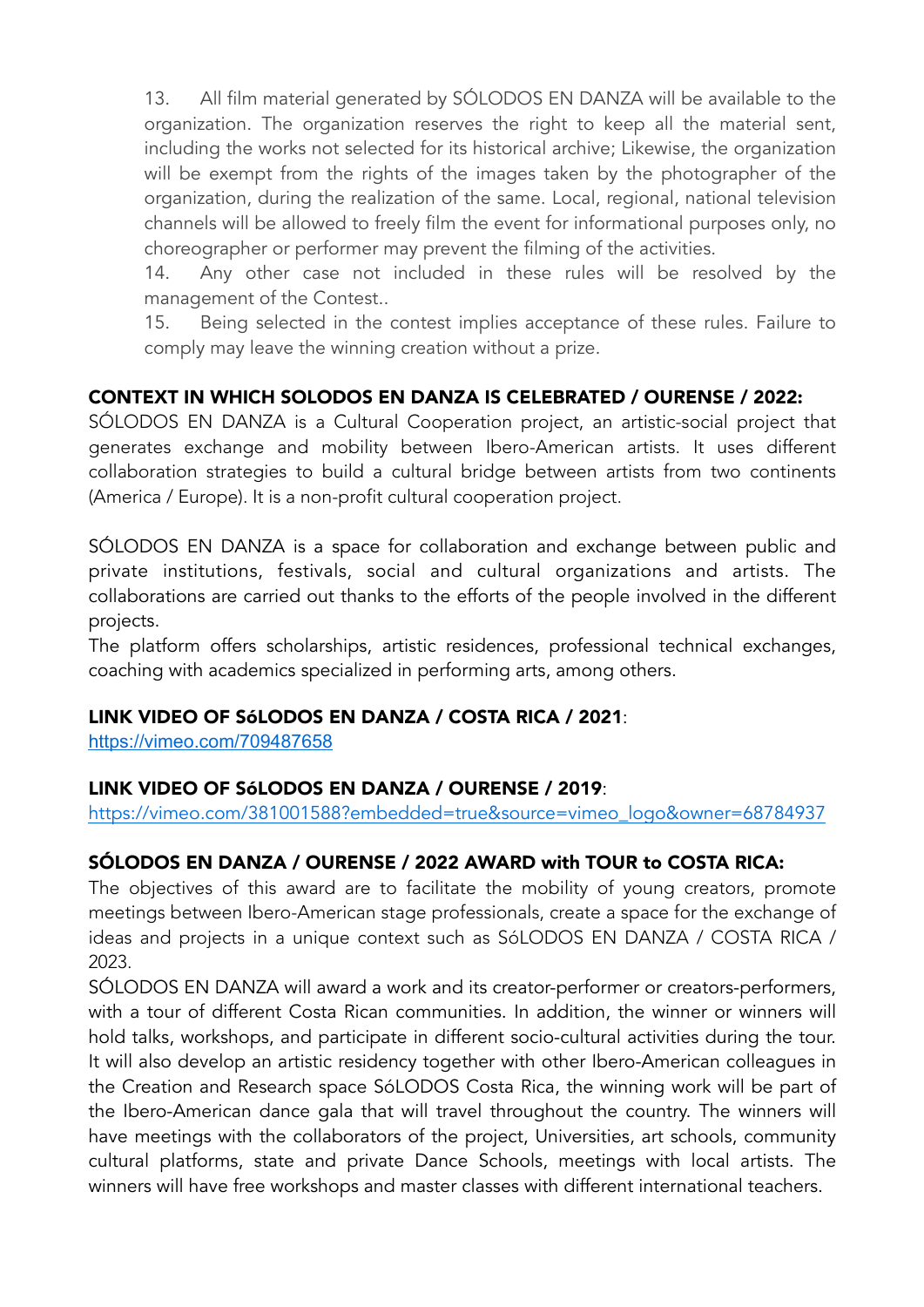13. All film material generated by SÓLODOS EN DANZA will be available to the organization. The organization reserves the right to keep all the material sent, including the works not selected for its historical archive; Likewise, the organization will be exempt from the rights of the images taken by the photographer of the organization, during the realization of the same. Local, regional, national television channels will be allowed to freely film the event for informational purposes only, no choreographer or performer may prevent the filming of the activities.
14. Any other case not included in these rules will be resolved by the management of the Contest..
15. Being selected in the contest implies acceptance of these rules. Failure to comply may leave the winning creation without a prize.

**CONTEXT IN WHICH SOLODOS EN DANZA IS CELEBRATED / OURENSE / 2022:**
SÓLODOS EN DANZA is a Cultural Cooperation project, an artistic-social project that generates exchange and mobility between Ibero-American artists. It uses different collaboration strategies to build a cultural bridge between artists from two continents (America / Europe). It is a non-profit cultural cooperation project.

SÓLODOS EN DANZA is a space for collaboration and exchange between public and private institutions, festivals, social and cultural organizations and artists. The collaborations are carried out thanks to the efforts of the people involved in the different projects.
The platform offers scholarships, artistic residences, professional technical exchanges, coaching with academics specialized in performing arts, among others.

**LINK VIDEO OF SóLODOS EN DANZA / COSTA RICA / 2021**:
https://vimeo.com/709487658

**LINK VIDEO OF SóLODOS EN DANZA / OURENSE / 2019**:
https://vimeo.com/381001588?embedded=true&source=vimeo_logo&owner=68784937

**SÓLODOS EN DANZA / OURENSE / 2022 AWARD with TOUR to COSTA RICA:**
The objectives of this award are to facilitate the mobility of young creators, promote meetings between Ibero-American stage professionals, create a space for the exchange of ideas and projects in a unique context such as SóLODOS EN DANZA / COSTA RICA / 2023.
SÓLODOS EN DANZA will award a work and its creator-performer or creators-performers, with a tour of different Costa Rican communities. In addition, the winner or winners will hold talks, workshops, and participate in different socio-cultural activities during the tour. It will also develop an artistic residency together with other Ibero-American colleagues in the Creation and Research space SóLODOS Costa Rica, the winning work will be part of the Ibero-American dance gala that will travel throughout the country. The winners will have meetings with the collaborators of the project, Universities, art schools, community cultural platforms, state and private Dance Schools, meetings with local artists. The winners will have free workshops and master classes with different international teachers.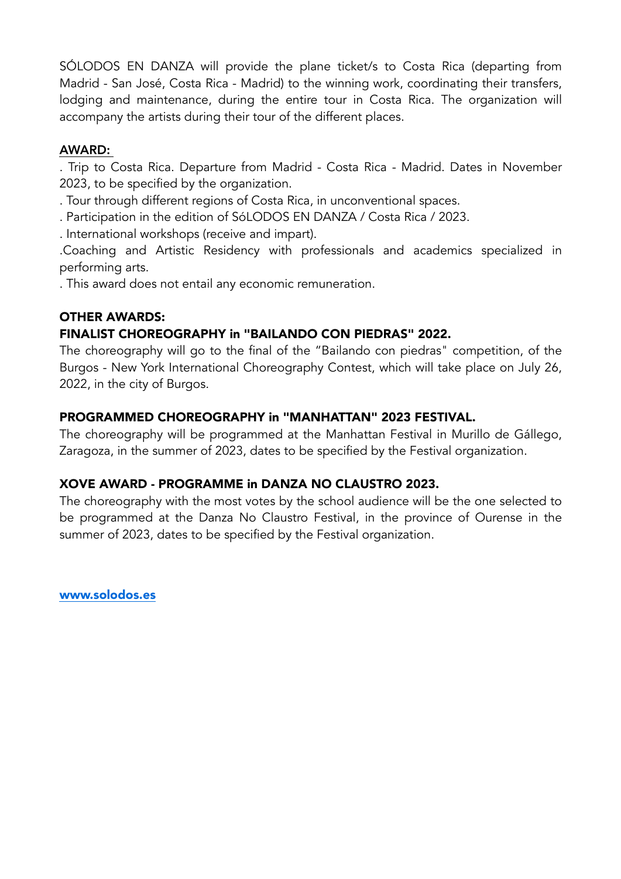SÓLODOS EN DANZA will provide the plane ticket/s to Costa Rica (departing from Madrid - San José, Costa Rica - Madrid) to the winning work, coordinating their transfers, lodging and maintenance, during the entire tour in Costa Rica. The organization will accompany the artists during their tour of the different places.

**AWARD:**

. Trip to Costa Rica. Departure from Madrid - Costa Rica - Madrid. Dates in November 2023, to be specified by the organization.
. Tour through different regions of Costa Rica, in unconventional spaces.
. Participation in the edition of SóLODOS EN DANZA / Costa Rica / 2023.
. International workshops (receive and impart).
.Coaching and Artistic Residency with professionals and academics specialized in performing arts.
. This award does not entail any economic remuneration.

**OTHER AWARDS:**

**FINALIST CHOREOGRAPHY in "BAILANDO CON PIEDRAS" 2022.**

The choreography will go to the final of the "Bailando con piedras" competition, of the Burgos - New York International Choreography Contest, which will take place on July 26, 2022, in the city of Burgos.

**PROGRAMMED CHOREOGRAPHY in "MANHATTAN" 2023 FESTIVAL.**

The choreography will be programmed at the Manhattan Festival in Murillo de Gállego, Zaragoza, in the summer of 2023, dates to be specified by the Festival organization.

**XOVE AWARD - PROGRAMME in DANZA NO CLAUSTRO 2023.**

The choreography with the most votes by the school audience will be the one selected to be programmed at the Danza No Claustro Festival, in the province of Ourense in the summer of 2023, dates to be specified by the Festival organization.

**www.solodos.es**